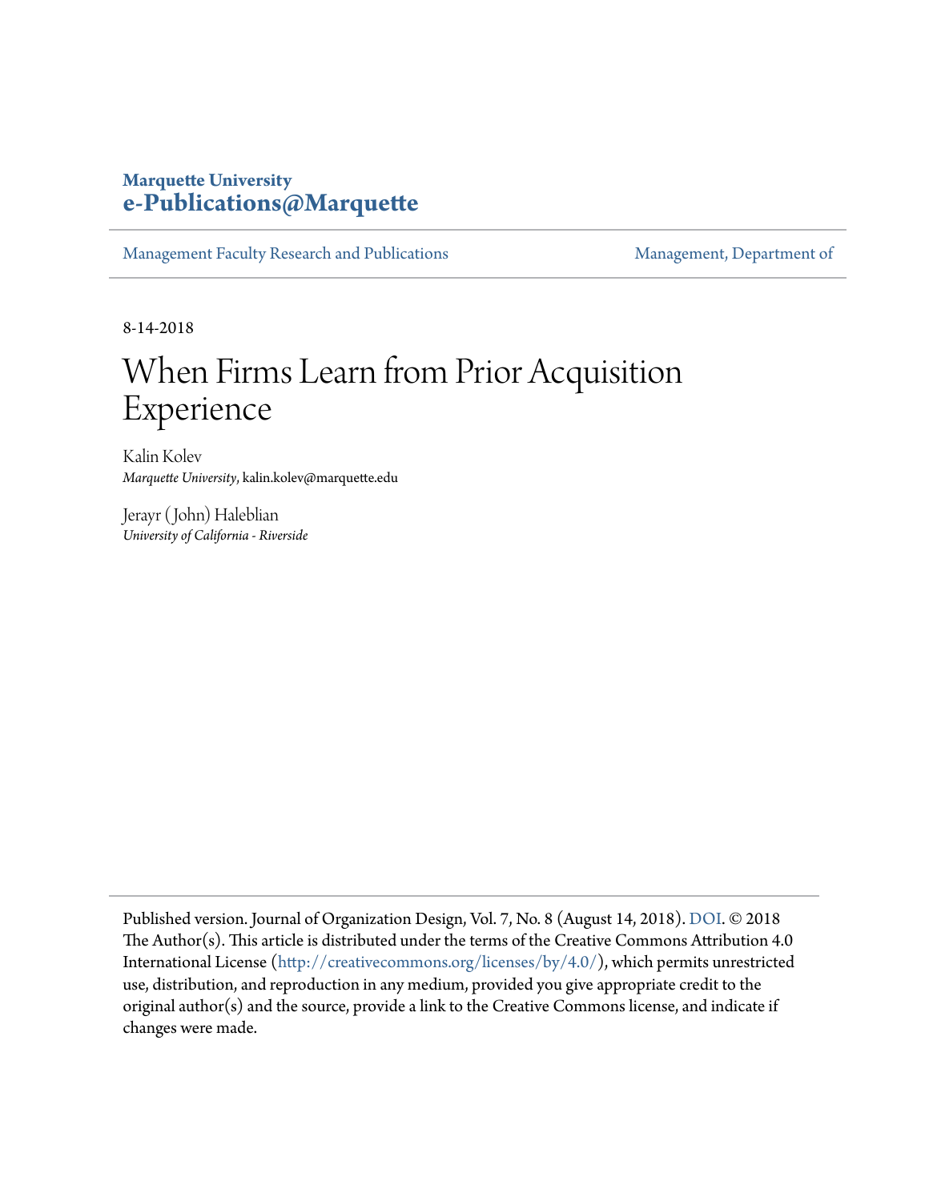**Marquette University**
**e-Publications@Marquette**

Management Faculty Research and Publications | Management, Department of

8-14-2018

# When Firms Learn from Prior Acquisition Experience

Kalin Kolev
*Marquette University*, kalin.kolev@marquette.edu

Jerayr (John) Haleblian
*University of California - Riverside*

Published version. Journal of Organization Design, Vol. 7, No. 8 (August 14, 2018). DOI. © 2018 The Author(s). This article is distributed under the terms of the Creative Commons Attribution 4.0 International License (http://creativecommons.org/licenses/by/4.0/), which permits unrestricted use, distribution, and reproduction in any medium, provided you give appropriate credit to the original author(s) and the source, provide a link to the Creative Commons license, and indicate if changes were made.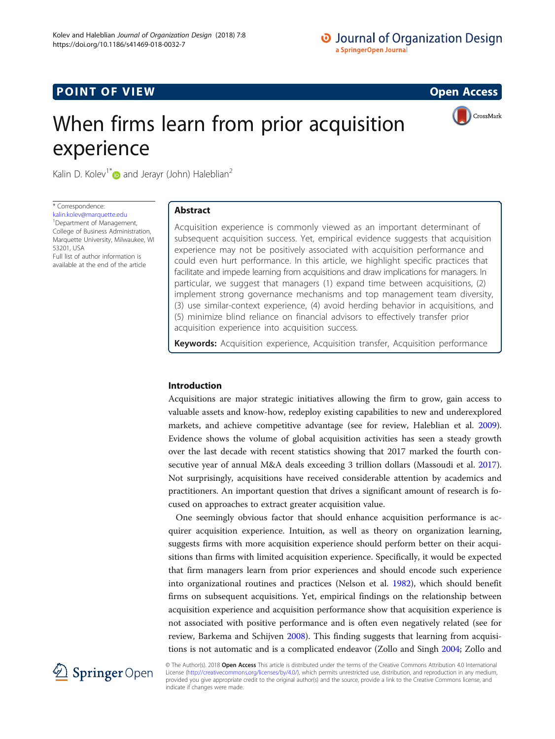# When firms learn from prior acquisition experience

Kalin D. Kolev[1*] and Jerayr (John) Haleblian[2]

\* Correspondence: kalin.kolev@marquette.edu
[1]Department of Management, College of Business Administration, Marquette University, Milwaukee, WI 53201, USA
Full list of author information is available at the end of the article

## Abstract

Acquisition experience is commonly viewed as an important determinant of subsequent acquisition success. Yet, empirical evidence suggests that acquisition experience may not be positively associated with acquisition performance and could even hurt performance. In this article, we highlight specific practices that facilitate and impede learning from acquisitions and draw implications for managers. In particular, we suggest that managers (1) expand time between acquisitions, (2) implement strong governance mechanisms and top management team diversity, (3) use similar-context experience, (4) avoid herding behavior in acquisitions, and (5) minimize blind reliance on financial advisors to effectively transfer prior acquisition experience into acquisition success.

**Keywords:** Acquisition experience, Acquisition transfer, Acquisition performance

## Introduction

Acquisitions are major strategic initiatives allowing the firm to grow, gain access to valuable assets and know-how, redeploy existing capabilities to new and underexplored markets, and achieve competitive advantage (see for review, Haleblian et al. 2009). Evidence shows the volume of global acquisition activities has seen a steady growth over the last decade with recent statistics showing that 2017 marked the fourth consecutive year of annual M&A deals exceeding 3 trillion dollars (Massoudi et al. 2017). Not surprisingly, acquisitions have received considerable attention by academics and practitioners. An important question that drives a significant amount of research is focused on approaches to extract greater acquisition value.

One seemingly obvious factor that should enhance acquisition performance is acquirer acquisition experience. Intuition, as well as theory on organization learning, suggests firms with more acquisition experience should perform better on their acquisitions than firms with limited acquisition experience. Specifically, it would be expected that firm managers learn from prior experiences and should encode such experience into organizational routines and practices (Nelson et al. 1982), which should benefit firms on subsequent acquisitions. Yet, empirical findings on the relationship between acquisition experience and acquisition performance show that acquisition experience is not associated with positive performance and is often even negatively related (see for review, Barkema and Schijven 2008). This finding suggests that learning from acquisitions is not automatic and is a complicated endeavor (Zollo and Singh 2004; Zollo and

© The Author(s). 2018 **Open Access** This article is distributed under the terms of the Creative Commons Attribution 4.0 International License (http://creativecommons.org/licenses/by/4.0/), which permits unrestricted use, distribution, and reproduction in any medium, provided you give appropriate credit to the original author(s) and the source, provide a link to the Creative Commons license, and indicate if changes were made.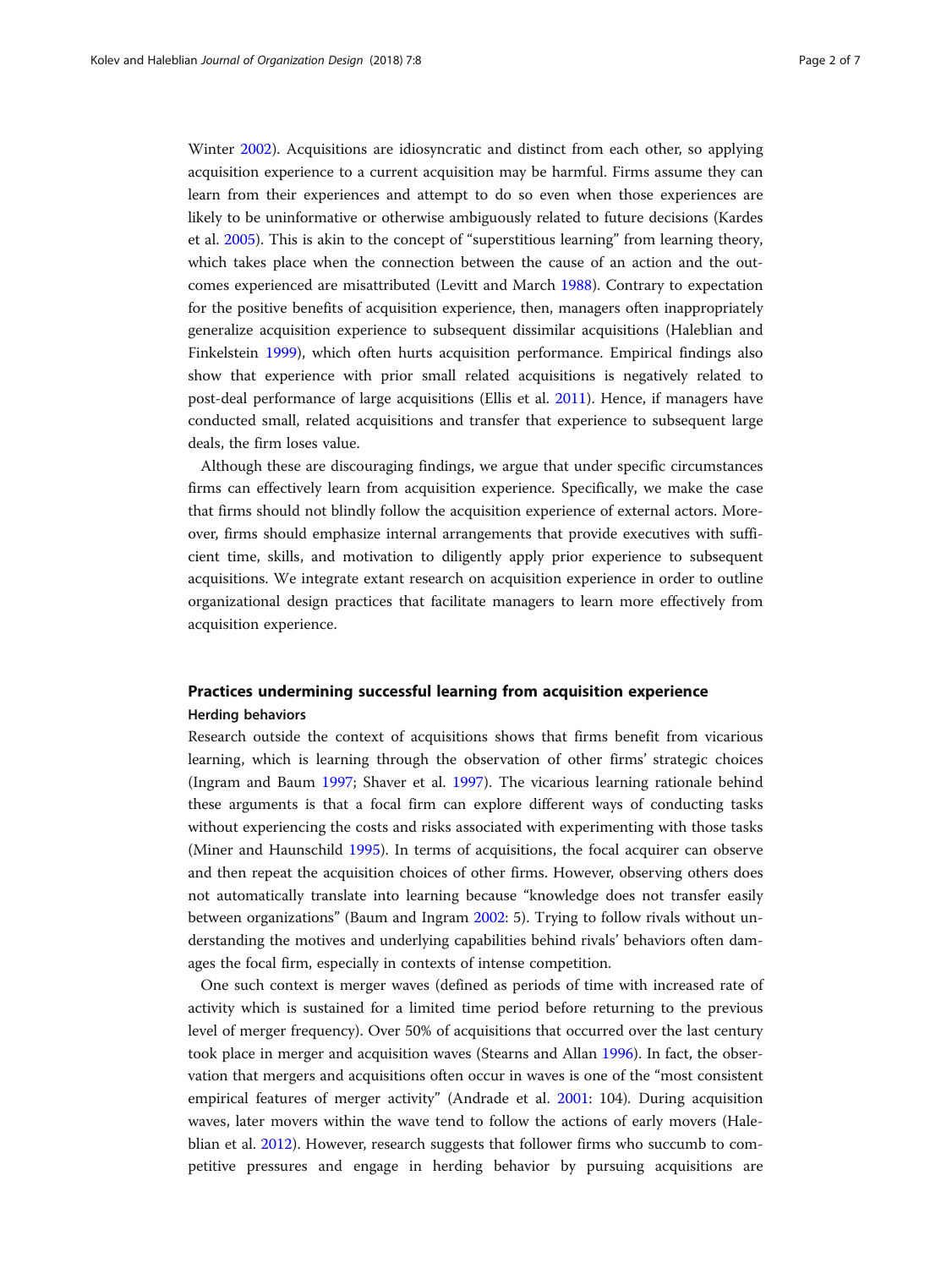Winter 2002). Acquisitions are idiosyncratic and distinct from each other, so applying acquisition experience to a current acquisition may be harmful. Firms assume they can learn from their experiences and attempt to do so even when those experiences are likely to be uninformative or otherwise ambiguously related to future decisions (Kardes et al. 2005). This is akin to the concept of "superstitious learning" from learning theory, which takes place when the connection between the cause of an action and the outcomes experienced are misattributed (Levitt and March 1988). Contrary to expectation for the positive benefits of acquisition experience, then, managers often inappropriately generalize acquisition experience to subsequent dissimilar acquisitions (Haleblian and Finkelstein 1999), which often hurts acquisition performance. Empirical findings also show that experience with prior small related acquisitions is negatively related to post-deal performance of large acquisitions (Ellis et al. 2011). Hence, if managers have conducted small, related acquisitions and transfer that experience to subsequent large deals, the firm loses value.

Although these are discouraging findings, we argue that under specific circumstances firms can effectively learn from acquisition experience. Specifically, we make the case that firms should not blindly follow the acquisition experience of external actors. Moreover, firms should emphasize internal arrangements that provide executives with sufficient time, skills, and motivation to diligently apply prior experience to subsequent acquisitions. We integrate extant research on acquisition experience in order to outline organizational design practices that facilitate managers to learn more effectively from acquisition experience.

## Practices undermining successful learning from acquisition experience

### Herding behaviors

Research outside the context of acquisitions shows that firms benefit from vicarious learning, which is learning through the observation of other firms' strategic choices (Ingram and Baum 1997; Shaver et al. 1997). The vicarious learning rationale behind these arguments is that a focal firm can explore different ways of conducting tasks without experiencing the costs and risks associated with experimenting with those tasks (Miner and Haunschild 1995). In terms of acquisitions, the focal acquirer can observe and then repeat the acquisition choices of other firms. However, observing others does not automatically translate into learning because "knowledge does not transfer easily between organizations" (Baum and Ingram 2002: 5). Trying to follow rivals without understanding the motives and underlying capabilities behind rivals' behaviors often damages the focal firm, especially in contexts of intense competition.

One such context is merger waves (defined as periods of time with increased rate of activity which is sustained for a limited time period before returning to the previous level of merger frequency). Over 50% of acquisitions that occurred over the last century took place in merger and acquisition waves (Stearns and Allan 1996). In fact, the observation that mergers and acquisitions often occur in waves is one of the "most consistent empirical features of merger activity" (Andrade et al. 2001: 104). During acquisition waves, later movers within the wave tend to follow the actions of early movers (Haleblian et al. 2012). However, research suggests that follower firms who succumb to competitive pressures and engage in herding behavior by pursuing acquisitions are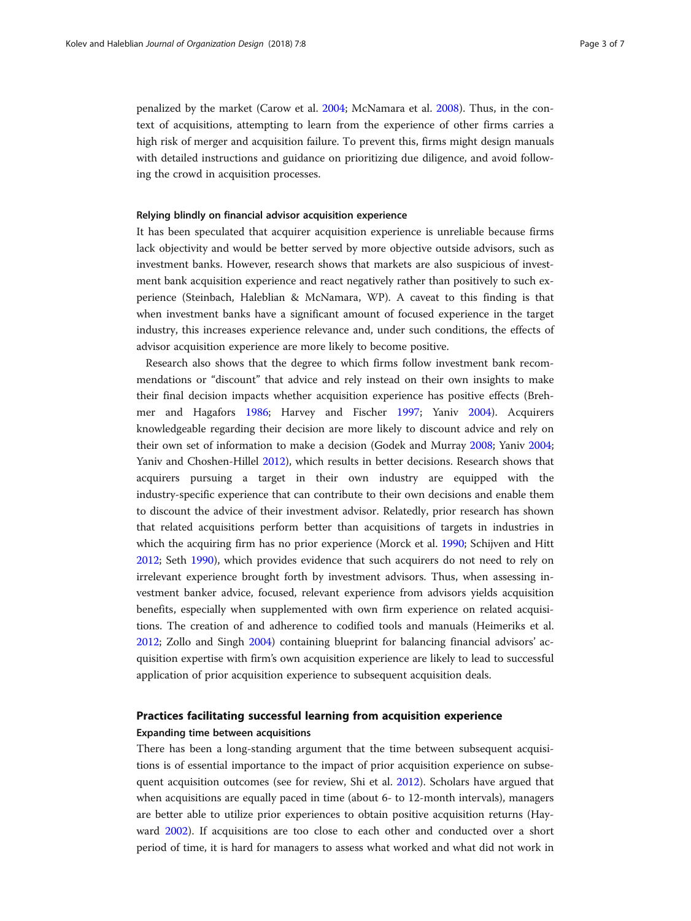penalized by the market (Carow et al. 2004; McNamara et al. 2008). Thus, in the context of acquisitions, attempting to learn from the experience of other firms carries a high risk of merger and acquisition failure. To prevent this, firms might design manuals with detailed instructions and guidance on prioritizing due diligence, and avoid following the crowd in acquisition processes.

#### Relying blindly on financial advisor acquisition experience

It has been speculated that acquirer acquisition experience is unreliable because firms lack objectivity and would be better served by more objective outside advisors, such as investment banks. However, research shows that markets are also suspicious of investment bank acquisition experience and react negatively rather than positively to such experience (Steinbach, Haleblian & McNamara, WP). A caveat to this finding is that when investment banks have a significant amount of focused experience in the target industry, this increases experience relevance and, under such conditions, the effects of advisor acquisition experience are more likely to become positive.

Research also shows that the degree to which firms follow investment bank recommendations or "discount" that advice and rely instead on their own insights to make their final decision impacts whether acquisition experience has positive effects (Brehmer and Hagafors 1986; Harvey and Fischer 1997; Yaniv 2004). Acquirers knowledgeable regarding their decision are more likely to discount advice and rely on their own set of information to make a decision (Godek and Murray 2008; Yaniv 2004; Yaniv and Choshen-Hillel 2012), which results in better decisions. Research shows that acquirers pursuing a target in their own industry are equipped with the industry-specific experience that can contribute to their own decisions and enable them to discount the advice of their investment advisor. Relatedly, prior research has shown that related acquisitions perform better than acquisitions of targets in industries in which the acquiring firm has no prior experience (Morck et al. 1990; Schijven and Hitt 2012; Seth 1990), which provides evidence that such acquirers do not need to rely on irrelevant experience brought forth by investment advisors. Thus, when assessing investment banker advice, focused, relevant experience from advisors yields acquisition benefits, especially when supplemented with own firm experience on related acquisitions. The creation of and adherence to codified tools and manuals (Heimeriks et al. 2012; Zollo and Singh 2004) containing blueprint for balancing financial advisors' acquisition expertise with firm's own acquisition experience are likely to lead to successful application of prior acquisition experience to subsequent acquisition deals.

### Practices facilitating successful learning from acquisition experience

#### Expanding time between acquisitions

There has been a long-standing argument that the time between subsequent acquisitions is of essential importance to the impact of prior acquisition experience on subsequent acquisition outcomes (see for review, Shi et al. 2012). Scholars have argued that when acquisitions are equally paced in time (about 6- to 12-month intervals), managers are better able to utilize prior experiences to obtain positive acquisition returns (Hayward 2002). If acquisitions are too close to each other and conducted over a short period of time, it is hard for managers to assess what worked and what did not work in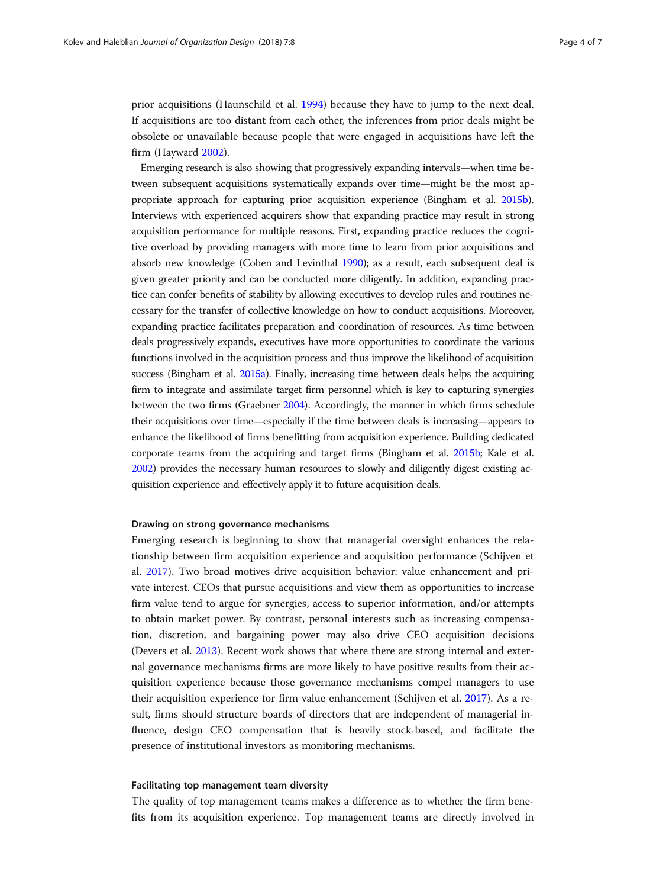prior acquisitions (Haunschild et al. 1994) because they have to jump to the next deal. If acquisitions are too distant from each other, the inferences from prior deals might be obsolete or unavailable because people that were engaged in acquisitions have left the firm (Hayward 2002).

Emerging research is also showing that progressively expanding intervals—when time between subsequent acquisitions systematically expands over time—might be the most appropriate approach for capturing prior acquisition experience (Bingham et al. 2015b). Interviews with experienced acquirers show that expanding practice may result in strong acquisition performance for multiple reasons. First, expanding practice reduces the cognitive overload by providing managers with more time to learn from prior acquisitions and absorb new knowledge (Cohen and Levinthal 1990); as a result, each subsequent deal is given greater priority and can be conducted more diligently. In addition, expanding practice can confer benefits of stability by allowing executives to develop rules and routines necessary for the transfer of collective knowledge on how to conduct acquisitions. Moreover, expanding practice facilitates preparation and coordination of resources. As time between deals progressively expands, executives have more opportunities to coordinate the various functions involved in the acquisition process and thus improve the likelihood of acquisition success (Bingham et al. 2015a). Finally, increasing time between deals helps the acquiring firm to integrate and assimilate target firm personnel which is key to capturing synergies between the two firms (Graebner 2004). Accordingly, the manner in which firms schedule their acquisitions over time—especially if the time between deals is increasing—appears to enhance the likelihood of firms benefitting from acquisition experience. Building dedicated corporate teams from the acquiring and target firms (Bingham et al. 2015b; Kale et al. 2002) provides the necessary human resources to slowly and diligently digest existing acquisition experience and effectively apply it to future acquisition deals.

### Drawing on strong governance mechanisms

Emerging research is beginning to show that managerial oversight enhances the relationship between firm acquisition experience and acquisition performance (Schijven et al. 2017). Two broad motives drive acquisition behavior: value enhancement and private interest. CEOs that pursue acquisitions and view them as opportunities to increase firm value tend to argue for synergies, access to superior information, and/or attempts to obtain market power. By contrast, personal interests such as increasing compensation, discretion, and bargaining power may also drive CEO acquisition decisions (Devers et al. 2013). Recent work shows that where there are strong internal and external governance mechanisms firms are more likely to have positive results from their acquisition experience because those governance mechanisms compel managers to use their acquisition experience for firm value enhancement (Schijven et al. 2017). As a result, firms should structure boards of directors that are independent of managerial influence, design CEO compensation that is heavily stock-based, and facilitate the presence of institutional investors as monitoring mechanisms.

### Facilitating top management team diversity

The quality of top management teams makes a difference as to whether the firm benefits from its acquisition experience. Top management teams are directly involved in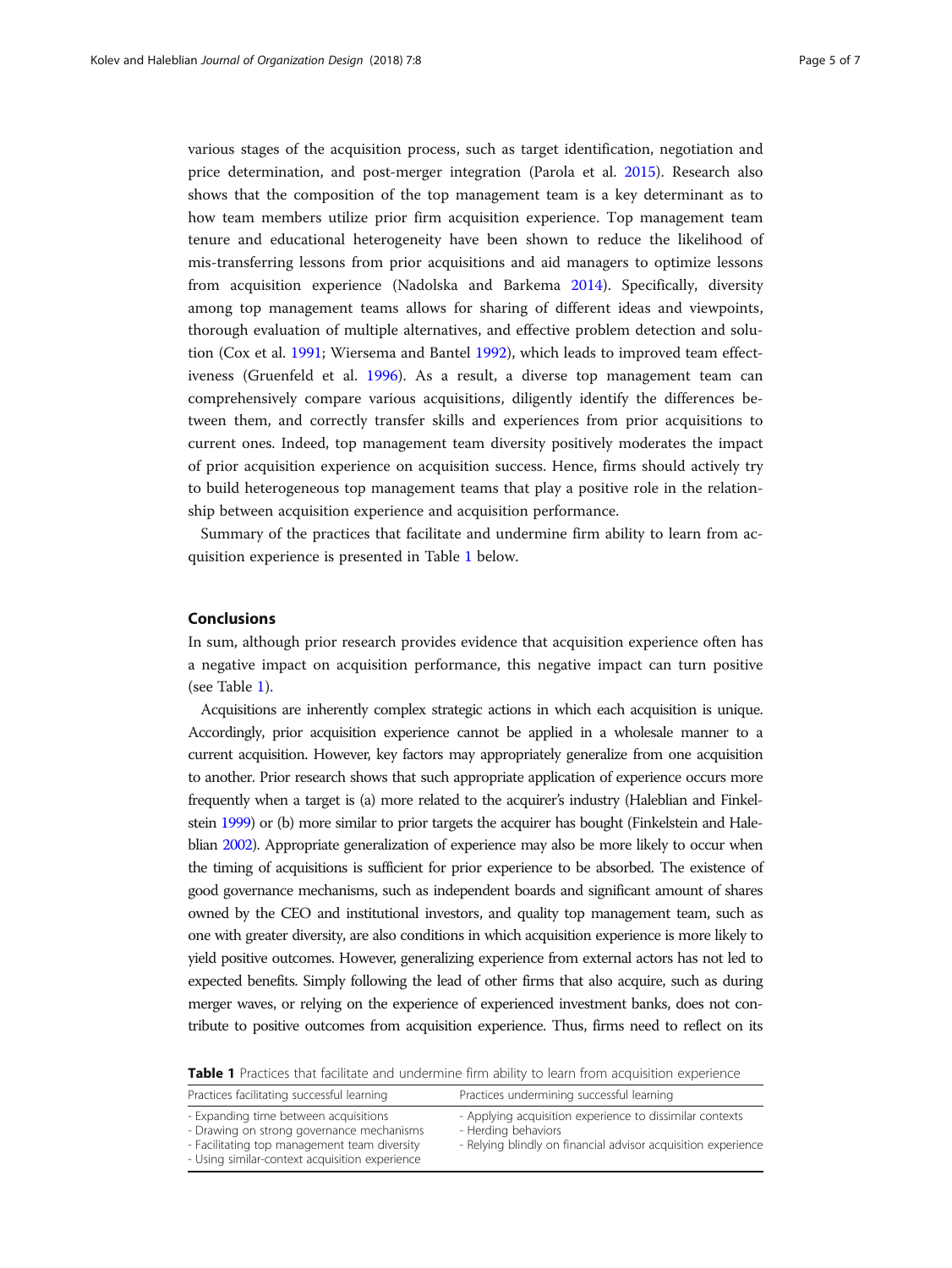various stages of the acquisition process, such as target identification, negotiation and price determination, and post-merger integration (Parola et al. 2015). Research also shows that the composition of the top management team is a key determinant as to how team members utilize prior firm acquisition experience. Top management team tenure and educational heterogeneity have been shown to reduce the likelihood of mis-transferring lessons from prior acquisitions and aid managers to optimize lessons from acquisition experience (Nadolska and Barkema 2014). Specifically, diversity among top management teams allows for sharing of different ideas and viewpoints, thorough evaluation of multiple alternatives, and effective problem detection and solution (Cox et al. 1991; Wiersema and Bantel 1992), which leads to improved team effectiveness (Gruenfeld et al. 1996). As a result, a diverse top management team can comprehensively compare various acquisitions, diligently identify the differences between them, and correctly transfer skills and experiences from prior acquisitions to current ones. Indeed, top management team diversity positively moderates the impact of prior acquisition experience on acquisition success. Hence, firms should actively try to build heterogeneous top management teams that play a positive role in the relationship between acquisition experience and acquisition performance.

Summary of the practices that facilitate and undermine firm ability to learn from acquisition experience is presented in Table 1 below.

## Conclusions

In sum, although prior research provides evidence that acquisition experience often has a negative impact on acquisition performance, this negative impact can turn positive (see Table 1).

Acquisitions are inherently complex strategic actions in which each acquisition is unique. Accordingly, prior acquisition experience cannot be applied in a wholesale manner to a current acquisition. However, key factors may appropriately generalize from one acquisition to another. Prior research shows that such appropriate application of experience occurs more frequently when a target is (a) more related to the acquirer's industry (Haleblian and Finkelstein 1999) or (b) more similar to prior targets the acquirer has bought (Finkelstein and Haleblian 2002). Appropriate generalization of experience may also be more likely to occur when the timing of acquisitions is sufficient for prior experience to be absorbed. The existence of good governance mechanisms, such as independent boards and significant amount of shares owned by the CEO and institutional investors, and quality top management team, such as one with greater diversity, are also conditions in which acquisition experience is more likely to yield positive outcomes. However, generalizing experience from external actors has not led to expected benefits. Simply following the lead of other firms that also acquire, such as during merger waves, or relying on the experience of experienced investment banks, does not contribute to positive outcomes from acquisition experience. Thus, firms need to reflect on its

**Table 1** Practices that facilitate and undermine firm ability to learn from acquisition experience

| Practices facilitating successful learning | Practices undermining successful learning |
|---|---|
| - Expanding time between acquisitions<br>- Drawing on strong governance mechanisms<br>- Facilitating top management team diversity<br>- Using similar-context acquisition experience | - Applying acquisition experience to dissimilar contexts<br>- Herding behaviors<br>- Relying blindly on financial advisor acquisition experience |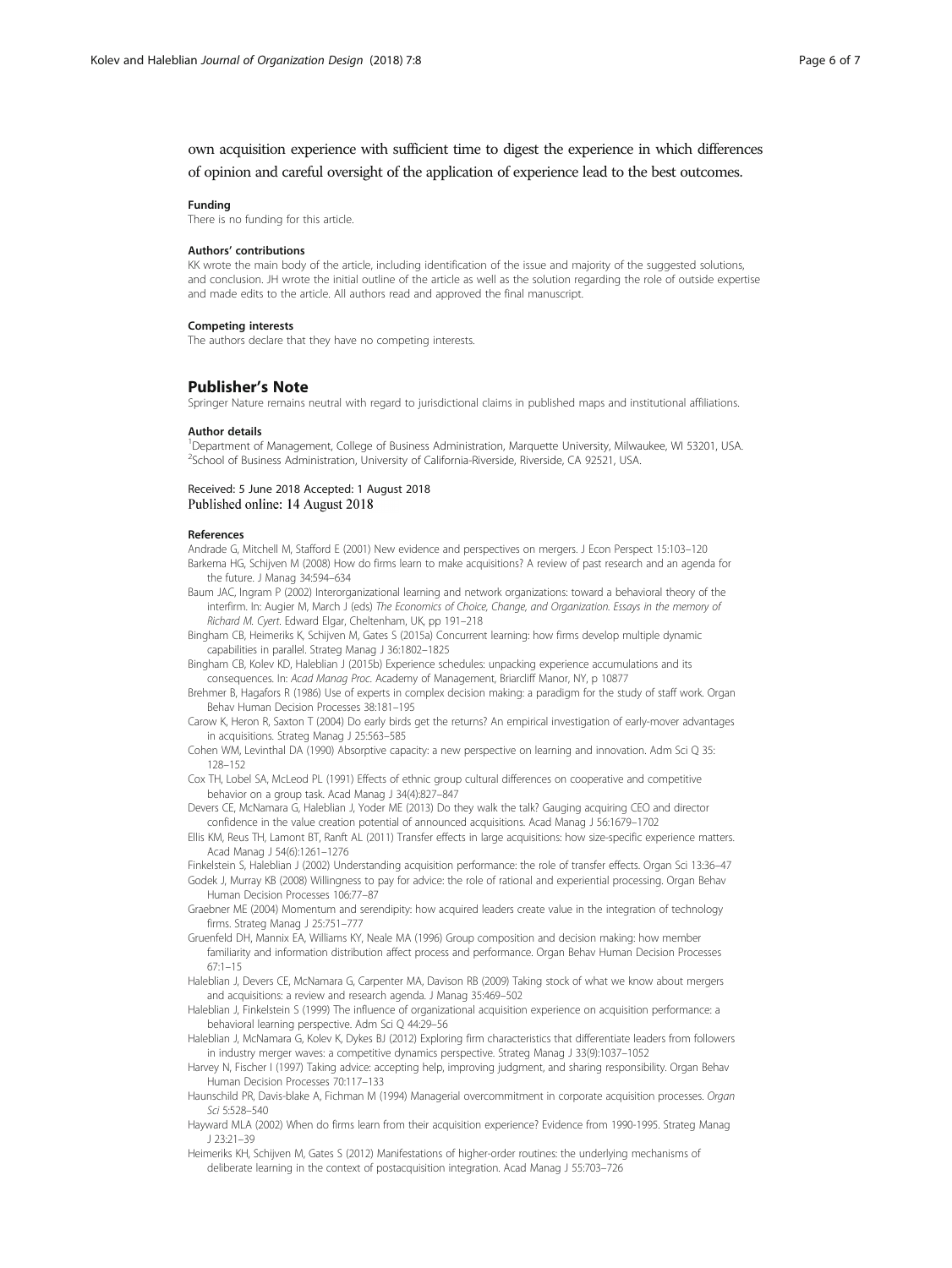own acquisition experience with sufficient time to digest the experience in which differences of opinion and careful oversight of the application of experience lead to the best outcomes.

#### Funding

There is no funding for this article.

#### Authors' contributions

KK wrote the main body of the article, including identification of the issue and majority of the suggested solutions, and conclusion. JH wrote the initial outline of the article as well as the solution regarding the role of outside expertise and made edits to the article. All authors read and approved the final manuscript.

#### Competing interests

The authors declare that they have no competing interests.

### Publisher's Note

Springer Nature remains neutral with regard to jurisdictional claims in published maps and institutional affiliations.

#### Author details

[1]Department of Management, College of Business Administration, Marquette University, Milwaukee, WI 53201, USA. [2]School of Business Administration, University of California-Riverside, Riverside, CA 92521, USA.

Received: 5 June 2018 Accepted: 1 August 2018
Published online: 14 August 2018

#### References

Andrade G, Mitchell M, Stafford E (2001) New evidence and perspectives on mergers. J Econ Perspect 15:103–120

Barkema HG, Schijven M (2008) How do firms learn to make acquisitions? A review of past research and an agenda for the future. J Manag 34:594–634

Baum JAC, Ingram P (2002) Interorganizational learning and network organizations: toward a behavioral theory of the interfirm. In: Augier M, March J (eds) *The Economics of Choice, Change, and Organization. Essays in the memory of Richard M. Cyert*. Edward Elgar, Cheltenham, UK, pp 191–218

Bingham CB, Heimeriks K, Schijven M, Gates S (2015a) Concurrent learning: how firms develop multiple dynamic capabilities in parallel. Strateg Manag J 36:1802–1825

Bingham CB, Kolev KD, Haleblian J (2015b) Experience schedules: unpacking experience accumulations and its consequences. In: *Acad Manag Proc*. Academy of Management, Briarcliff Manor, NY, p 10877

Brehmer B, Hagafors R (1986) Use of experts in complex decision making: a paradigm for the study of staff work. Organ Behav Human Decision Processes 38:181–195

Carow K, Heron R, Saxton T (2004) Do early birds get the returns? An empirical investigation of early-mover advantages in acquisitions. Strateg Manag J 25:563–585

Cohen WM, Levinthal DA (1990) Absorptive capacity: a new perspective on learning and innovation. Adm Sci Q 35: 128–152

Cox TH, Lobel SA, McLeod PL (1991) Effects of ethnic group cultural differences on cooperative and competitive behavior on a group task. Acad Manag J 34(4):827–847

Devers CE, McNamara G, Haleblian J, Yoder ME (2013) Do they walk the talk? Gauging acquiring CEO and director confidence in the value creation potential of announced acquisitions. Acad Manag J 56:1679–1702

Ellis KM, Reus TH, Lamont BT, Ranft AL (2011) Transfer effects in large acquisitions: how size-specific experience matters. Acad Manag J 54(6):1261–1276

Finkelstein S, Haleblian J (2002) Understanding acquisition performance: the role of transfer effects. Organ Sci 13:36–47

Godek J, Murray KB (2008) Willingness to pay for advice: the role of rational and experiential processing. Organ Behav Human Decision Processes 106:77–87

Graebner ME (2004) Momentum and serendipity: how acquired leaders create value in the integration of technology firms. Strateg Manag J 25:751–777

Gruenfeld DH, Mannix EA, Williams KY, Neale MA (1996) Group composition and decision making: how member familiarity and information distribution affect process and performance. Organ Behav Human Decision Processes 67:1–15

Haleblian J, Devers CE, McNamara G, Carpenter MA, Davison RB (2009) Taking stock of what we know about mergers and acquisitions: a review and research agenda. J Manag 35:469–502

Haleblian J, Finkelstein S (1999) The influence of organizational acquisition experience on acquisition performance: a behavioral learning perspective. Adm Sci Q 44:29–56

Haleblian J, McNamara G, Kolev K, Dykes BJ (2012) Exploring firm characteristics that differentiate leaders from followers in industry merger waves: a competitive dynamics perspective. Strateg Manag J 33(9):1037–1052

Harvey N, Fischer I (1997) Taking advice: accepting help, improving judgment, and sharing responsibility. Organ Behav Human Decision Processes 70:117–133

Haunschild PR, Davis-blake A, Fichman M (1994) Managerial overcommitment in corporate acquisition processes. *Organ Sci* 5:528–540

Hayward MLA (2002) When do firms learn from their acquisition experience? Evidence from 1990-1995. Strateg Manag J 23:21–39

Heimeriks KH, Schijven M, Gates S (2012) Manifestations of higher-order routines: the underlying mechanisms of deliberate learning in the context of postacquisition integration. Acad Manag J 55:703–726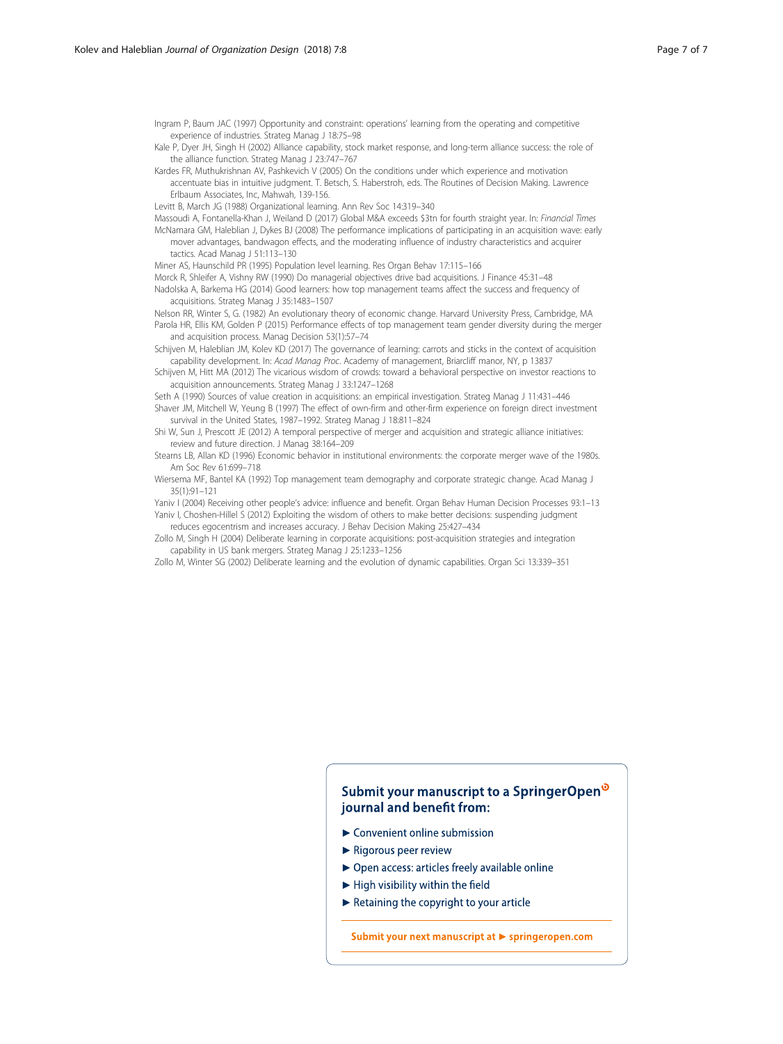Ingram P, Baum JAC (1997) Opportunity and constraint: operations' learning from the operating and competitive experience of industries. Strateg Manag J 18:75–98

Kale P, Dyer JH, Singh H (2002) Alliance capability, stock market response, and long-term alliance success: the role of the alliance function. Strateg Manag J 23:747–767

Kardes FR, Muthukrishnan AV, Pashkevich V (2005) On the conditions under which experience and motivation accentuate bias in intuitive judgment. T. Betsch, S. Haberstroh, eds. The Routines of Decision Making. Lawrence Erlbaum Associates, Inc, Mahwah, 139-156.

Levitt B, March JG (1988) Organizational learning. Ann Rev Soc 14:319–340

Massoudi A, Fontanella-Khan J, Weiland D (2017) Global M&A exceeds $3tn for fourth straight year. In: *Financial Times*

McNamara GM, Haleblian J, Dykes BJ (2008) The performance implications of participating in an acquisition wave: early mover advantages, bandwagon effects, and the moderating influence of industry characteristics and acquirer tactics. Acad Manag J 51:113–130

Miner AS, Haunschild PR (1995) Population level learning. Res Organ Behav 17:115–166

Morck R, Shleifer A, Vishny RW (1990) Do managerial objectives drive bad acquisitions. J Finance 45:31–48

Nadolska A, Barkema HG (2014) Good learners: how top management teams affect the success and frequency of acquisitions. Strateg Manag J 35:1483–1507

Nelson RR, Winter S, G. (1982) An evolutionary theory of economic change. Harvard University Press, Cambridge, MA

Parola HR, Ellis KM, Golden P (2015) Performance effects of top management team gender diversity during the merger and acquisition process. Manag Decision 53(1):57–74

Schijven M, Haleblian JM, Kolev KD (2017) The governance of learning: carrots and sticks in the context of acquisition capability development. In: *Acad Manag Proc*. Academy of management, Briarcliff manor, NY, p 13837

Schijven M, Hitt MA (2012) The vicarious wisdom of crowds: toward a behavioral perspective on investor reactions to acquisition announcements. Strateg Manag J 33:1247–1268

Seth A (1990) Sources of value creation in acquisitions: an empirical investigation. Strateg Manag J 11:431–446

Shaver JM, Mitchell W, Yeung B (1997) The effect of own-firm and other-firm experience on foreign direct investment survival in the United States, 1987–1992. Strateg Manag J 18:811–824

Shi W, Sun J, Prescott JE (2012) A temporal perspective of merger and acquisition and strategic alliance initiatives: review and future direction. J Manag 38:164–209

Stearns LB, Allan KD (1996) Economic behavior in institutional environments: the corporate merger wave of the 1980s. Am Soc Rev 61:699–718

Wiersema MF, Bantel KA (1992) Top management team demography and corporate strategic change. Acad Manag J 35(1):91–121

Yaniv I (2004) Receiving other people's advice: influence and benefit. Organ Behav Human Decision Processes 93:1–13

Yaniv I, Choshen-Hillel S (2012) Exploiting the wisdom of others to make better decisions: suspending judgment reduces egocentrism and increases accuracy. J Behav Decision Making 25:427–434

Zollo M, Singh H (2004) Deliberate learning in corporate acquisitions: post-acquisition strategies and integration capability in US bank mergers. Strateg Manag J 25:1233–1256

Zollo M, Winter SG (2002) Deliberate learning and the evolution of dynamic capabilities. Organ Sci 13:339–351

**Submit your manuscript to a SpringerOpen journal and benefit from:**

- ► Convenient online submission
- ► Rigorous peer review
- ► Open access: articles freely available online
- ► High visibility within the field
- ► Retaining the copyright to your article

**Submit your next manuscript at ► springeropen.com**